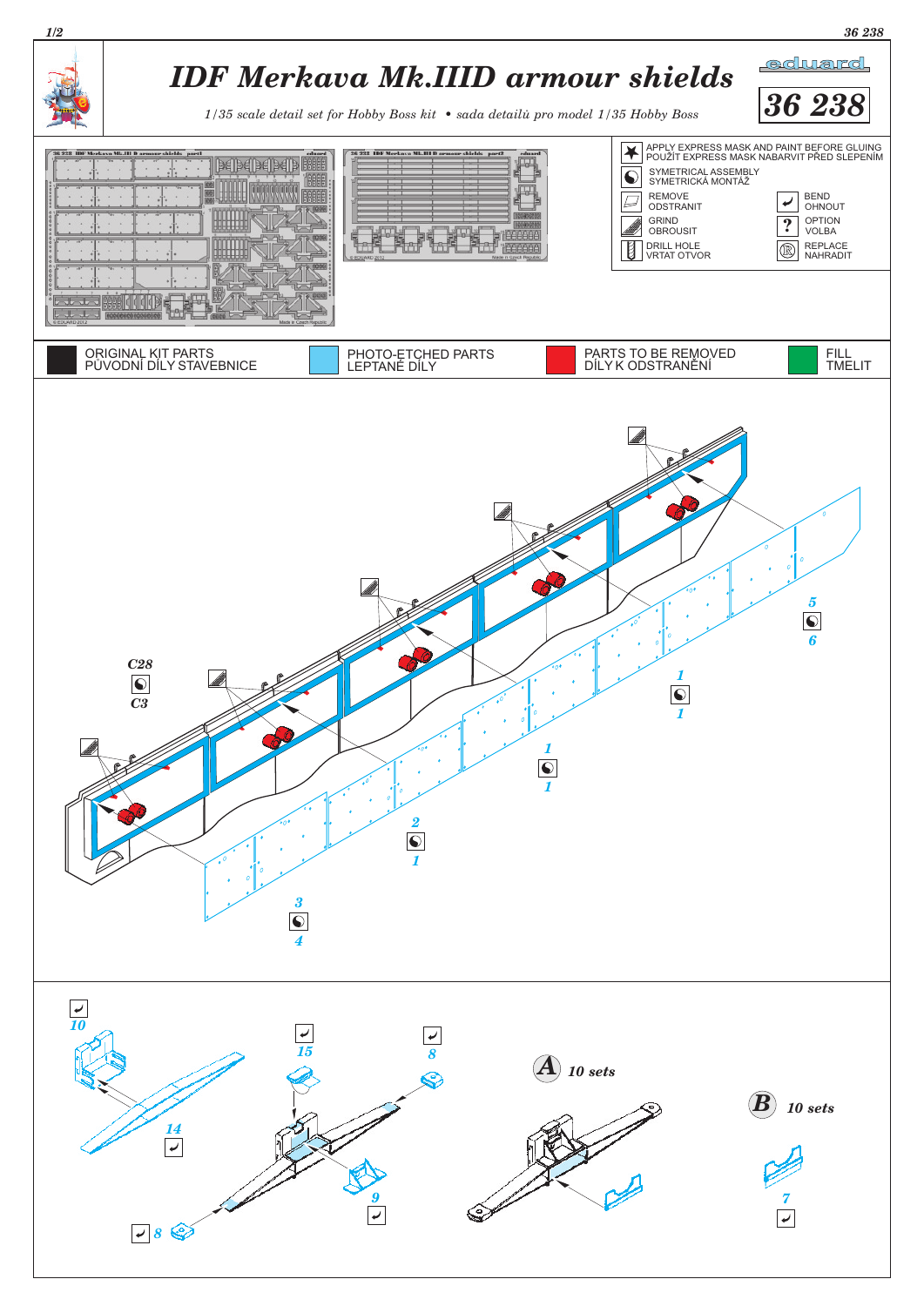# IDF Merkava Mk.IIID armour shields

*1/35 scale detail set for Hobby Boss kit • sada detailů pro model 1/35 Hobby Boss*

eduard

**36 238**

- APPLY EXPRESS MASK AND PAINT BEFORE GLUING / POUŽÍT EXPRESS MASK NABARVIT PŘED SLEPENÍM
- SYMETRICAL ASSEMBLY / SYMETRICKÁ MONTÁŽ
- REMOVE / ODSTRANIT
- BEND / OHNOUT
- GRIND / OBROUSIT
- OPTION / VOLBA
- DRILL HOLE / VRTAT OTVOR
- REPLACE / NAHRADIT

| ORIGINAL KIT PARTS / PŮVODNÍ DÍLY STAVEBNICE | PHOTO-ETCHED PARTS / LEPTANÉ DÍLY | PARTS TO BE REMOVED / DÍLY K ODSTRANĚNÍ | FILL / TMELIT |
|---|---|---|---|

C28 / C3

5 / 6

1 / 1

1 / 1

2 / 1

3 / 4

10

15

8

14

9

8

**A** 10 sets

**B** 10 sets

7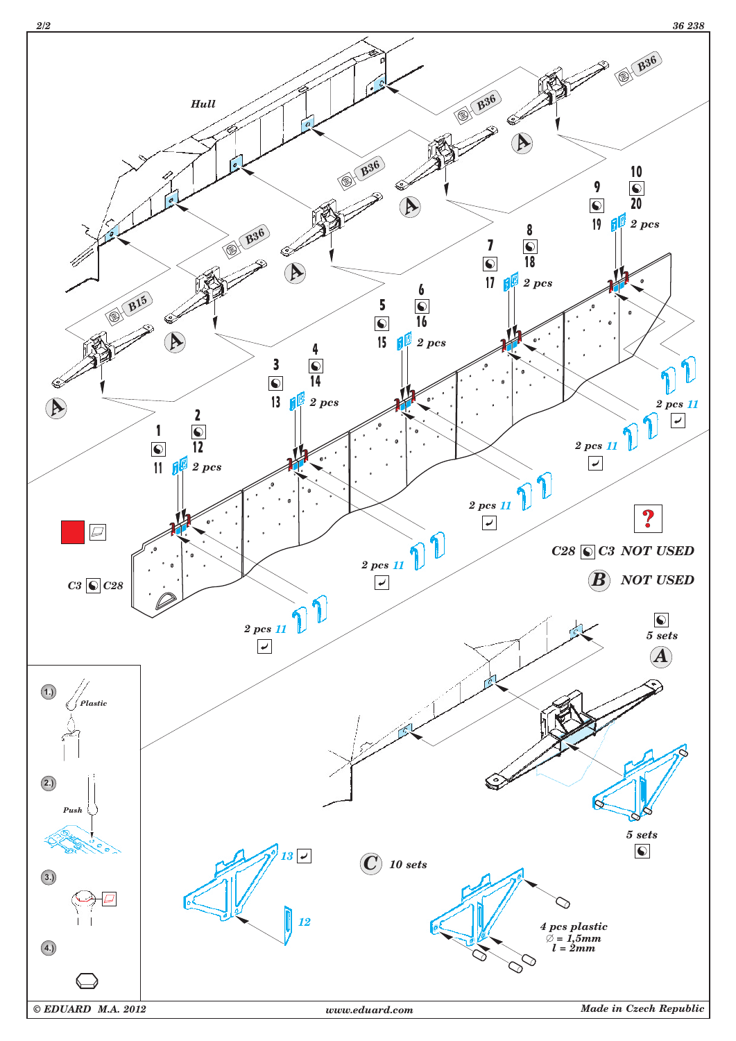Hull

B36

B36

B36

B36

B15

A

A

A

A

A

10

9

20

19

2 pcs

8

7

18

17

2 pcs

6

5

16

15

2 pcs

4

3

14

13

2 pcs

1

2

11

12

2 pcs

2 pcs 11

2 pcs 11

2 pcs 11

2 pcs 11

2 pcs 11

C3 C28

C28 C3 NOT USED

B NOT USED

5 sets

A

5 sets

1.) Plastic

2.) Push

3.)

4.)

13

12

C 10 sets

4 pcs plastic
∅ = 1,5mm
l = 2mm

© EDUARD M.A. 2012

www.eduard.com

Made in Czech Republic